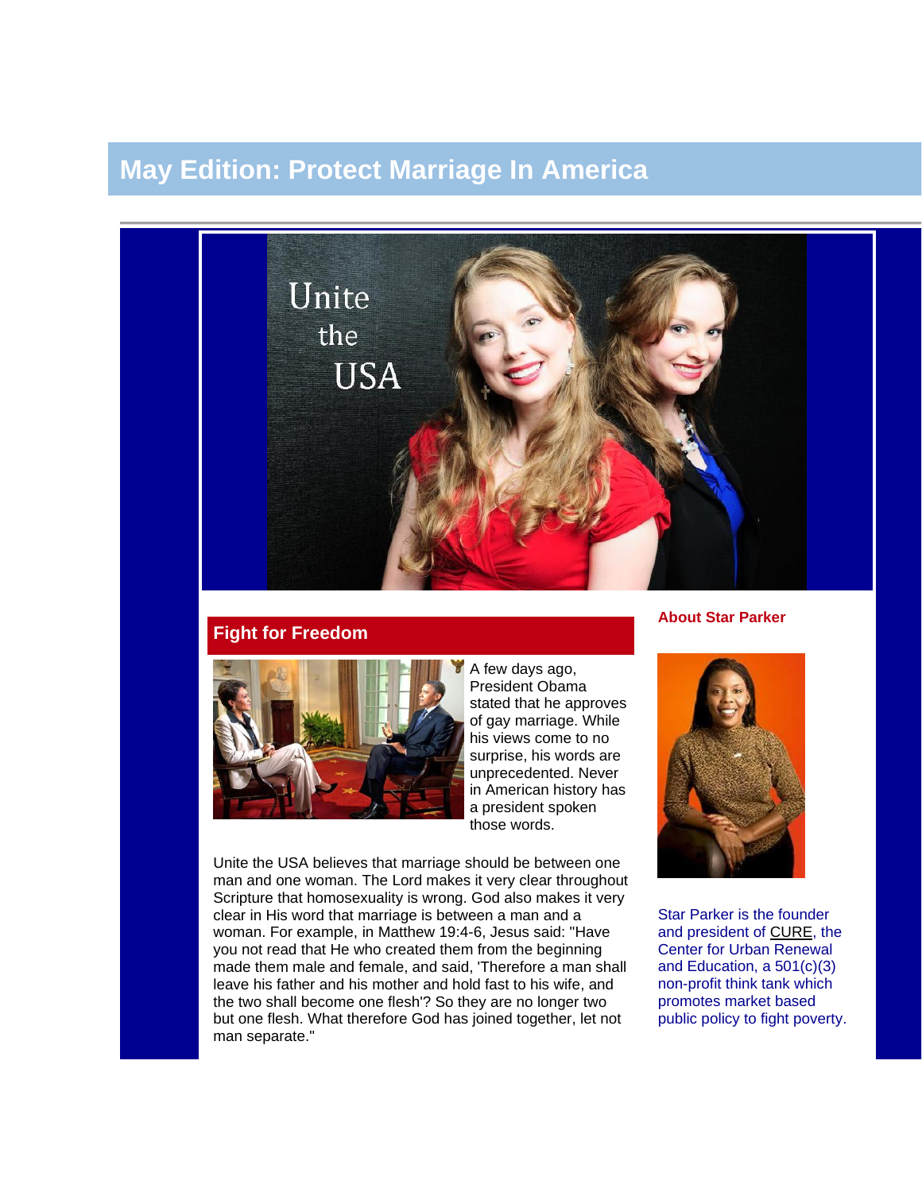# May Edition: Protect Marriage In America

Unite the USA

## Fight for Freedom

A few days ago, President Obama stated that he approves of gay marriage. While his views come to no surprise, his words are unprecedented. Never in American history has a president spoken those words.

Unite the USA believes that marriage should be between one man and one woman. The Lord makes it very clear throughout Scripture that homosexuality is wrong. God also makes it very clear in His word that marriage is between a man and a woman. For example, in Matthew 19:4-6, Jesus said: "Have you not read that He who created them from the beginning made them male and female, and said, 'Therefore a man shall leave his father and his mother and hold fast to his wife, and the two shall become one flesh'? So they are no longer two but one flesh. What therefore God has joined together, let not man separate."

### About Star Parker

Star Parker is the founder and president of CURE, the Center for Urban Renewal and Education, a 501(c)(3) non-profit think tank which promotes market based public policy to fight poverty.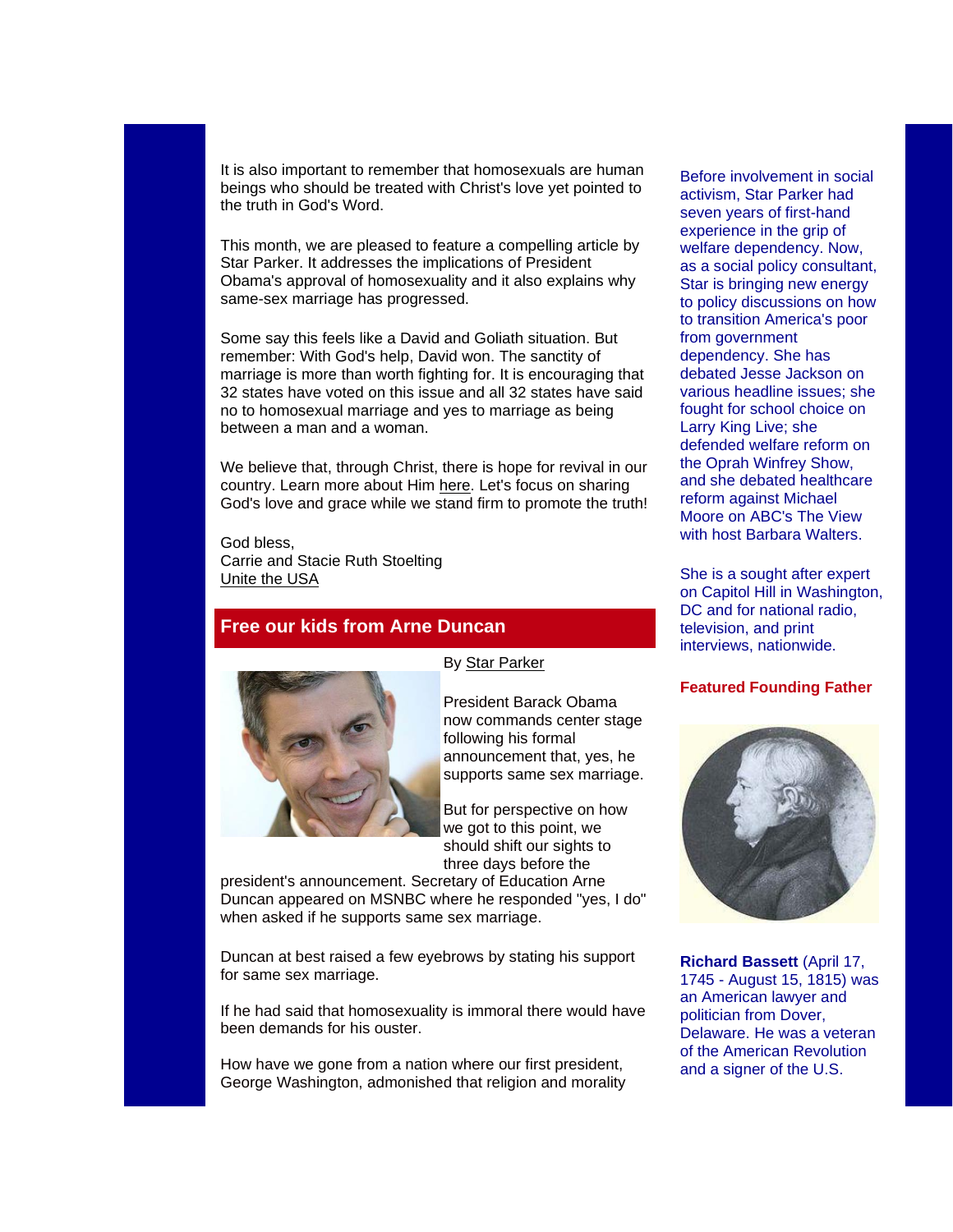It is also important to remember that homosexuals are human beings who should be treated with Christ's love yet pointed to the truth in God's Word.

This month, we are pleased to feature a compelling article by Star Parker. It addresses the implications of President Obama's approval of homosexuality and it also explains why same-sex marriage has progressed.

Some say this feels like a David and Goliath situation. But remember: With God's help, David won. The sanctity of marriage is more than worth fighting for. It is encouraging that 32 states have voted on this issue and all 32 states have said no to homosexual marriage and yes to marriage as being between a man and a woman.

We believe that, through Christ, there is hope for revival in our country. Learn more about Him here. Let's focus on sharing God's love and grace while we stand firm to promote the truth!

God bless,
Carrie and Stacie Ruth Stoelting
Unite the USA

## Free our kids from Arne Duncan

By Star Parker

President Barack Obama now commands center stage following his formal announcement that, yes, he supports same sex marriage.

But for perspective on how we got to this point, we should shift our sights to three days before the president's announcement. Secretary of Education Arne Duncan appeared on MSNBC where he responded "yes, I do" when asked if he supports same sex marriage.

Duncan at best raised a few eyebrows by stating his support for same sex marriage.

If he had said that homosexuality is immoral there would have been demands for his ouster.

How have we gone from a nation where our first president, George Washington, admonished that religion and morality

Before involvement in social activism, Star Parker had seven years of first-hand experience in the grip of welfare dependency. Now, as a social policy consultant, Star is bringing new energy to policy discussions on how to transition America's poor from government dependency. She has debated Jesse Jackson on various headline issues; she fought for school choice on Larry King Live; she defended welfare reform on the Oprah Winfrey Show, and she debated healthcare reform against Michael Moore on ABC's The View with host Barbara Walters.

She is a sought after expert on Capitol Hill in Washington, DC and for national radio, television, and print interviews, nationwide.

### Featured Founding Father

**Richard Bassett** (April 17, 1745 - August 15, 1815) was an American lawyer and politician from Dover, Delaware. He was a veteran of the American Revolution and a signer of the U.S.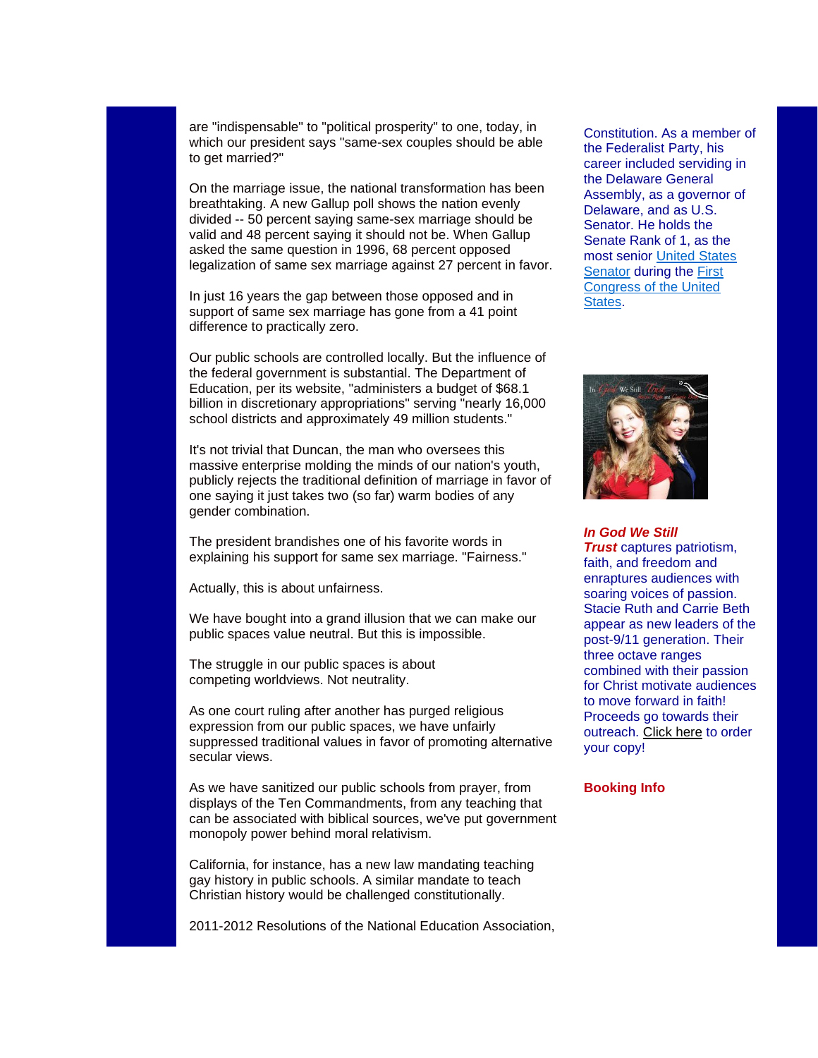are "indispensable" to "political prosperity" to one, today, in which our president says "same-sex couples should be able to get married?"

On the marriage issue, the national transformation has been breathtaking. A new Gallup poll shows the nation evenly divided -- 50 percent saying same-sex marriage should be valid and 48 percent saying it should not be. When Gallup asked the same question in 1996, 68 percent opposed legalization of same sex marriage against 27 percent in favor.

In just 16 years the gap between those opposed and in support of same sex marriage has gone from a 41 point difference to practically zero.

Our public schools are controlled locally. But the influence of the federal government is substantial. The Department of Education, per its website, "administers a budget of $68.1 billion in discretionary appropriations" serving "nearly 16,000 school districts and approximately 49 million students."

It's not trivial that Duncan, the man who oversees this massive enterprise molding the minds of our nation's youth, publicly rejects the traditional definition of marriage in favor of one saying it just takes two (so far) warm bodies of any gender combination.

The president brandishes one of his favorite words in explaining his support for same sex marriage. "Fairness."

Actually, this is about unfairness.

We have bought into a grand illusion that we can make our public spaces value neutral. But this is impossible.

The struggle in our public spaces is about competing worldviews. Not neutrality.

As one court ruling after another has purged religious expression from our public spaces, we have unfairly suppressed traditional values in favor of promoting alternative secular views.

As we have sanitized our public schools from prayer, from displays of the Ten Commandments, from any teaching that can be associated with biblical sources, we've put government monopoly power behind moral relativism.

California, for instance, has a new law mandating teaching gay history in public schools. A similar mandate to teach Christian history would be challenged constitutionally.

2011-2012 Resolutions of the National Education Association,

Constitution. As a member of the Federalist Party, his career included servicing in the Delaware General Assembly, as a governor of Delaware, and as U.S. Senator. He holds the Senate Rank of 1, as the most senior United States Senator during the First Congress of the United States.

***In God We Still Trust*** captures patriotism, faith, and freedom and enraptures audiences with soaring voices of passion. Stacie Ruth and Carrie Beth appear as new leaders of the post-9/11 generation. Their three octave ranges combined with their passion for Christ motivate audiences to move forward in faith! Proceeds go towards their outreach. Click here to order your copy!

**Booking Info**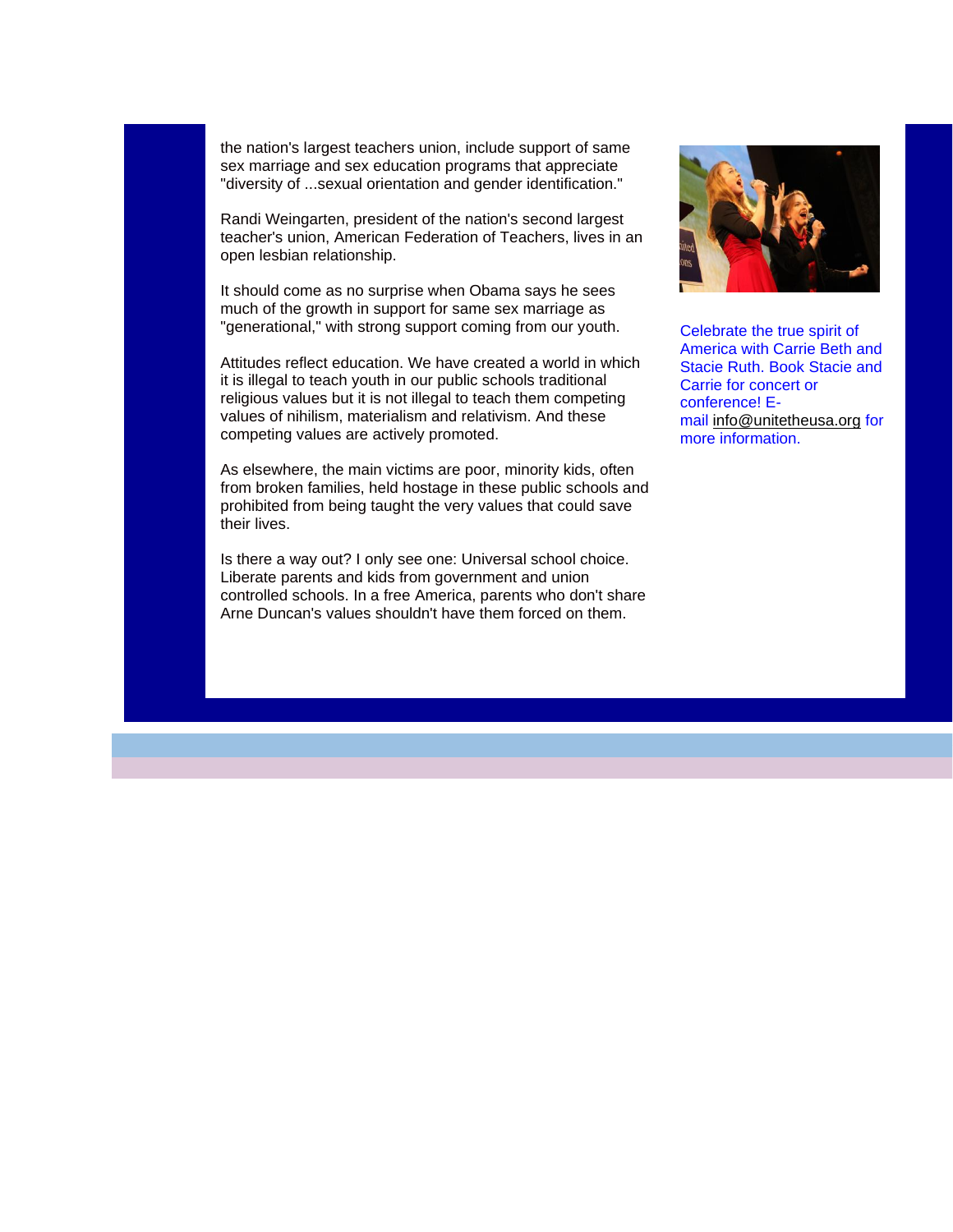the nation's largest teachers union, include support of same sex marriage and sex education programs that appreciate "diversity of ...sexual orientation and gender identification."

Randi Weingarten, president of the nation's second largest teacher's union, American Federation of Teachers, lives in an open lesbian relationship.

It should come as no surprise when Obama says he sees much of the growth in support for same sex marriage as "generational," with strong support coming from our youth.

Attitudes reflect education. We have created a world in which it is illegal to teach youth in our public schools traditional religious values but it is not illegal to teach them competing values of nihilism, materialism and relativism. And these competing values are actively promoted.

As elsewhere, the main victims are poor, minority kids, often from broken families, held hostage in these public schools and prohibited from being taught the very values that could save their lives.

Is there a way out? I only see one: Universal school choice. Liberate parents and kids from government and union controlled schools. In a free America, parents who don't share Arne Duncan's values shouldn't have them forced on them.

Celebrate the true spirit of America with Carrie Beth and Stacie Ruth. Book Stacie and Carrie for concert or conference! E-mail info@unitetheusa.org for more information.